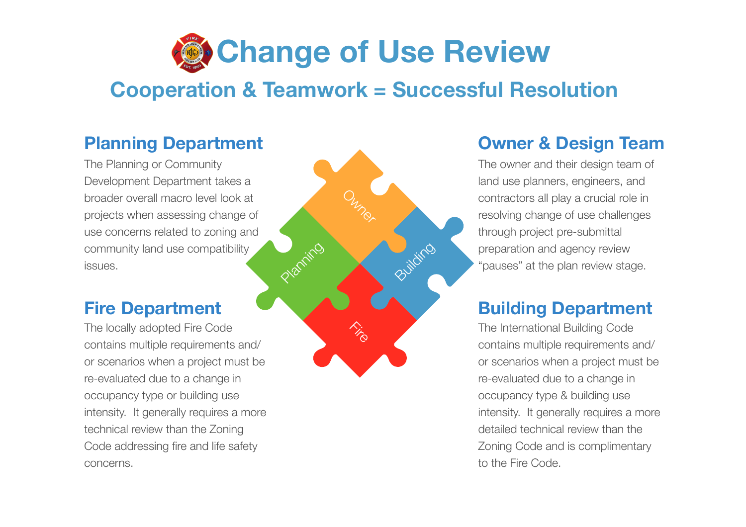# Change of Use Review

## Cooperation & Teamwork = Successful Resolution

### Planning Department

The Planning or Community Development Department takes a broader overall macro level look at projects when assessing change of use concerns related to zoning and community land use compatibility issues.

### Fire Department

The locally adopted Fire Code contains multiple requirements and/or scenarios when a project must be re-evaluated due to a change in occupancy type or building use intensity. It generally requires a more technical review than the Zoning Code addressing fire and life safety concerns.

### Owner & Design Team

The owner and their design team of land use planners, engineers, and contractors all play a crucial role in resolving change of use challenges through project pre-submittal preparation and agency review "pauses" at the plan review stage.

### Building Department

The International Building Code contains multiple requirements and/or scenarios when a project must be re-evaluated due to a change in occupancy type & building use intensity. It generally requires a more detailed technical review than the Zoning Code and is complimentary to the Fire Code.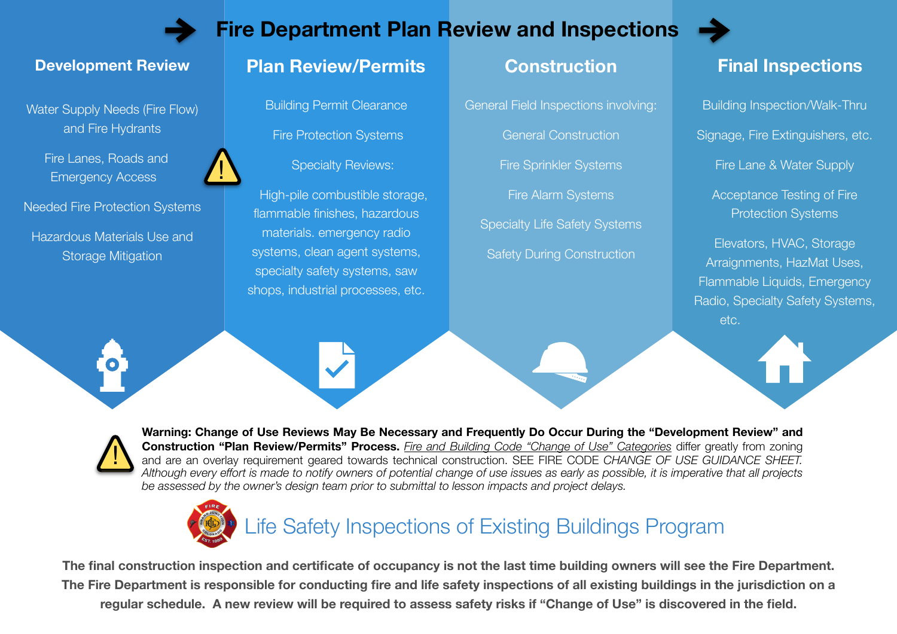# Fire Department Plan Review and Inspections

## Development Review

Water Supply Needs (Fire Flow) and Fire Hydrants

Fire Lanes, Roads and Emergency Access

Needed Fire Protection Systems

Hazardous Materials Use and Storage Mitigation

## Plan Review/Permits

Building Permit Clearance

Fire Protection Systems

Specialty Reviews:

High-pile combustible storage, flammable finishes, hazardous materials. emergency radio systems, clean agent systems, specialty safety systems, saw shops, industrial processes, etc.

## Construction

General Field Inspections involving:

General Construction

Fire Sprinkler Systems

Fire Alarm Systems

Specialty Life Safety Systems

Safety During Construction

## Final Inspections

Building Inspection/Walk-Thru

Signage, Fire Extinguishers, etc.

Fire Lane & Water Supply

Acceptance Testing of Fire Protection Systems

Elevators, HVAC, Storage Arraignments, HazMat Uses, Flammable Liquids, Emergency Radio, Specialty Safety Systems, etc.

**Warning: Change of Use Reviews May Be Necessary and Frequently Do Occur During the "Development Review" and Construction "Plan Review/Permits" Process.** _Fire and Building Code "Change of Use" Categories_ differ greatly from zoning and are an overlay requirement geared towards technical construction. SEE FIRE CODE *CHANGE OF USE GUIDANCE SHEET. Although every effort is made to notify owners of potential change of use issues as early as possible, it is imperative that all projects be assessed by the owner's design team prior to submittal to lesson impacts and project delays.*

## Life Safety Inspections of Existing Buildings Program

**The final construction inspection and certificate of occupancy is not the last time building owners will see the Fire Department. The Fire Department is responsible for conducting fire and life safety inspections of all existing buildings in the jurisdiction on a regular schedule. A new review will be required to assess safety risks if "Change of Use" is discovered in the field.**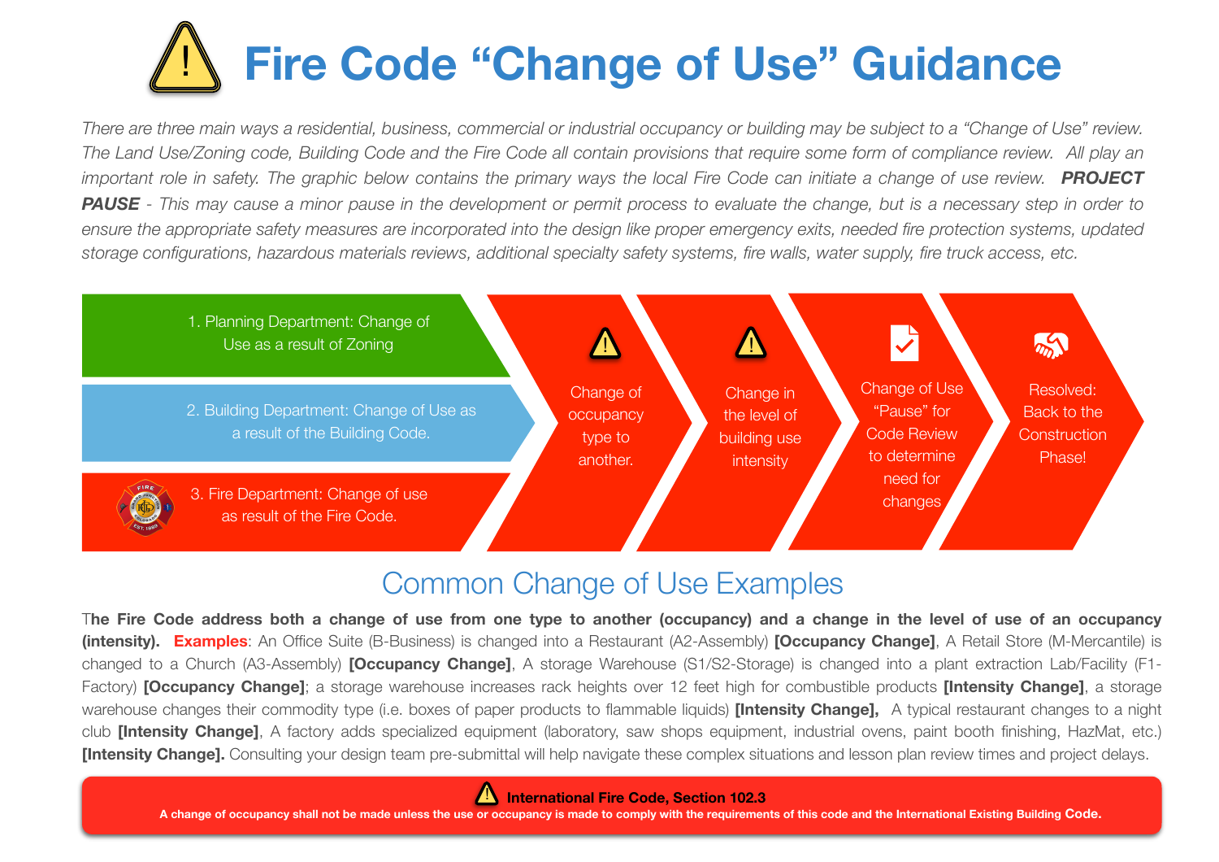# Fire Code "Change of Use" Guidance

*There are three main ways a residential, business, commercial or industrial occupancy or building may be subject to a "Change of Use" review. The Land Use/Zoning code, Building Code and the Fire Code all contain provisions that require some form of compliance review. All play an important role in safety. The graphic below contains the primary ways the local Fire Code can initiate a change of use review.* ***PROJECT PAUSE*** *- This may cause a minor pause in the development or permit process to evaluate the change, but is a necessary step in order to ensure the appropriate safety measures are incorporated into the design like proper emergency exits, needed fire protection systems, updated storage configurations, hazardous materials reviews, additional specialty safety systems, fire walls, water supply, fire truck access, etc.*

1. Planning Department: Change of Use as a result of Zoning
2. Building Department: Change of Use as a result of the Building Code.
3. Fire Department: Change of use as result of the Fire Code.

- Change of occupancy type to another.
- Change in the level of building use intensity
- Change of Use "Pause" for Code Review to determine need for changes
- Resolved: Back to the Construction Phase!

## Common Change of Use Examples

**The Fire Code address both a change of use from one type to another (occupancy) and a change in the level of use of an occupancy (intensity).** **Examples**: An Office Suite (B-Business) is changed into a Restaurant (A2-Assembly) **[Occupancy Change]**, A Retail Store (M-Mercantile) is changed to a Church (A3-Assembly) **[Occupancy Change]**, A storage Warehouse (S1/S2-Storage) is changed into a plant extraction Lab/Facility (F1-Factory) **[Occupancy Change]**; a storage warehouse increases rack heights over 12 feet high for combustible products **[Intensity Change]**, a storage warehouse changes their commodity type (i.e. boxes of paper products to flammable liquids) **[Intensity Change],** A typical restaurant changes to a night club **[Intensity Change]**, A factory adds specialized equipment (laboratory, saw shops equipment, industrial ovens, paint booth finishing, HazMat, etc.) **[Intensity Change].** Consulting your design team pre-submittal will help navigate these complex situations and lesson plan review times and project delays.

**International Fire Code, Section 102.3**

**A change of occupancy shall not be made unless the use or occupancy is made to comply with the requirements of this code and the International Existing Building Code.**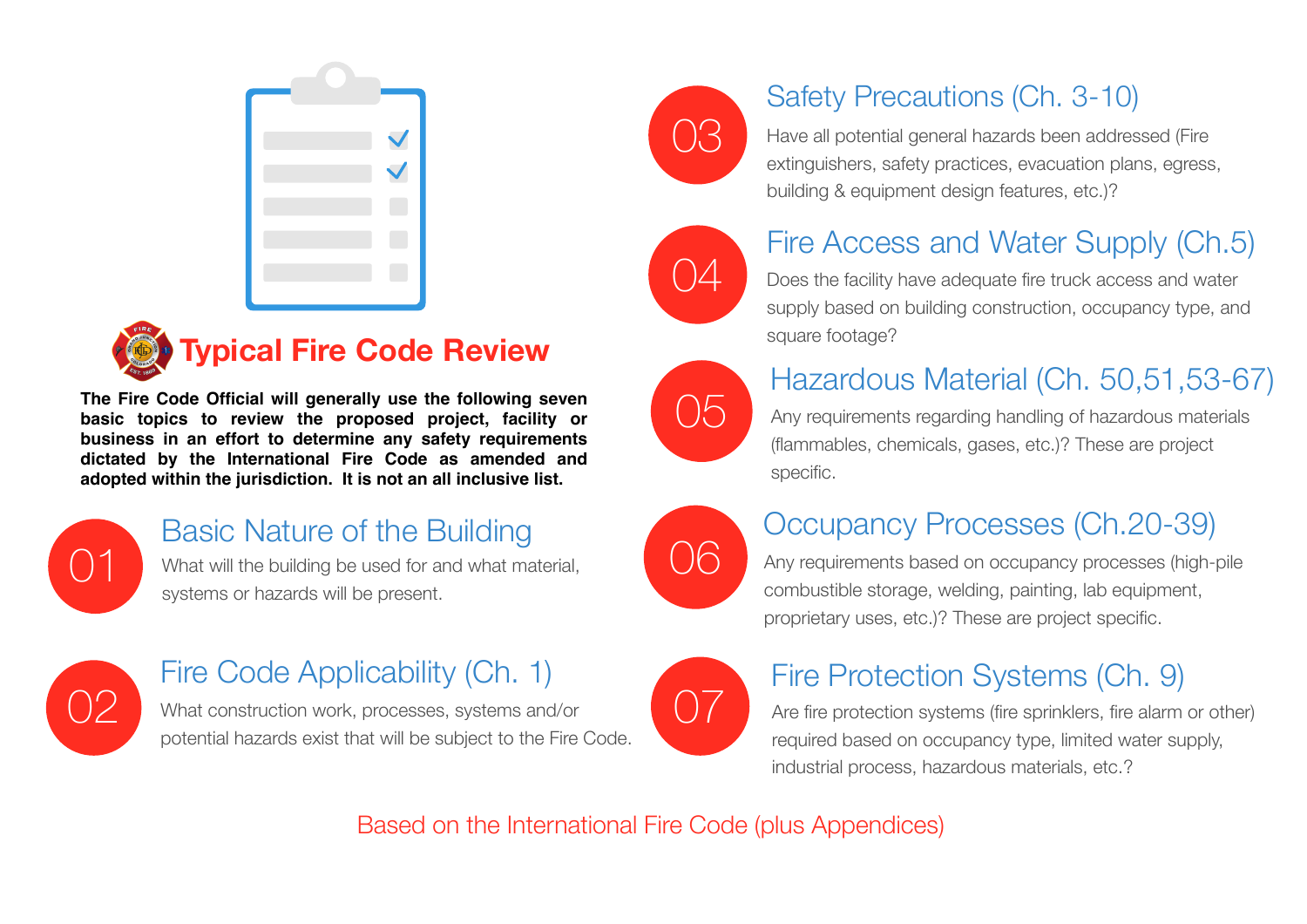# Typical Fire Code Review

**The Fire Code Official will generally use the following seven basic topics to review the proposed project, facility or business in an effort to determine any safety requirements dictated by the International Fire Code as amended and adopted within the jurisdiction. It is not an all inclusive list.**

## 01 Basic Nature of the Building

What will the building be used for and what material, systems or hazards will be present.

## 02 Fire Code Applicability (Ch. 1)

What construction work, processes, systems and/or potential hazards exist that will be subject to the Fire Code.

## 03 Safety Precautions (Ch. 3-10)

Have all potential general hazards been addressed (Fire extinguishers, safety practices, evacuation plans, egress, building & equipment design features, etc.)?

## 04 Fire Access and Water Supply (Ch.5)

Does the facility have adequate fire truck access and water supply based on building construction, occupancy type, and square footage?

## 05 Hazardous Material (Ch. 50,51,53-67)

Any requirements regarding handling of hazardous materials (flammables, chemicals, gases, etc.)? These are project specific.

## 06 Occupancy Processes (Ch.20-39)

Any requirements based on occupancy processes (high-pile combustible storage, welding, painting, lab equipment, proprietary uses, etc.)? These are project specific.

## 07 Fire Protection Systems (Ch. 9)

Are fire protection systems (fire sprinklers, fire alarm or other) required based on occupancy type, limited water supply, industrial process, hazardous materials, etc.?

Based on the International Fire Code (plus Appendices)